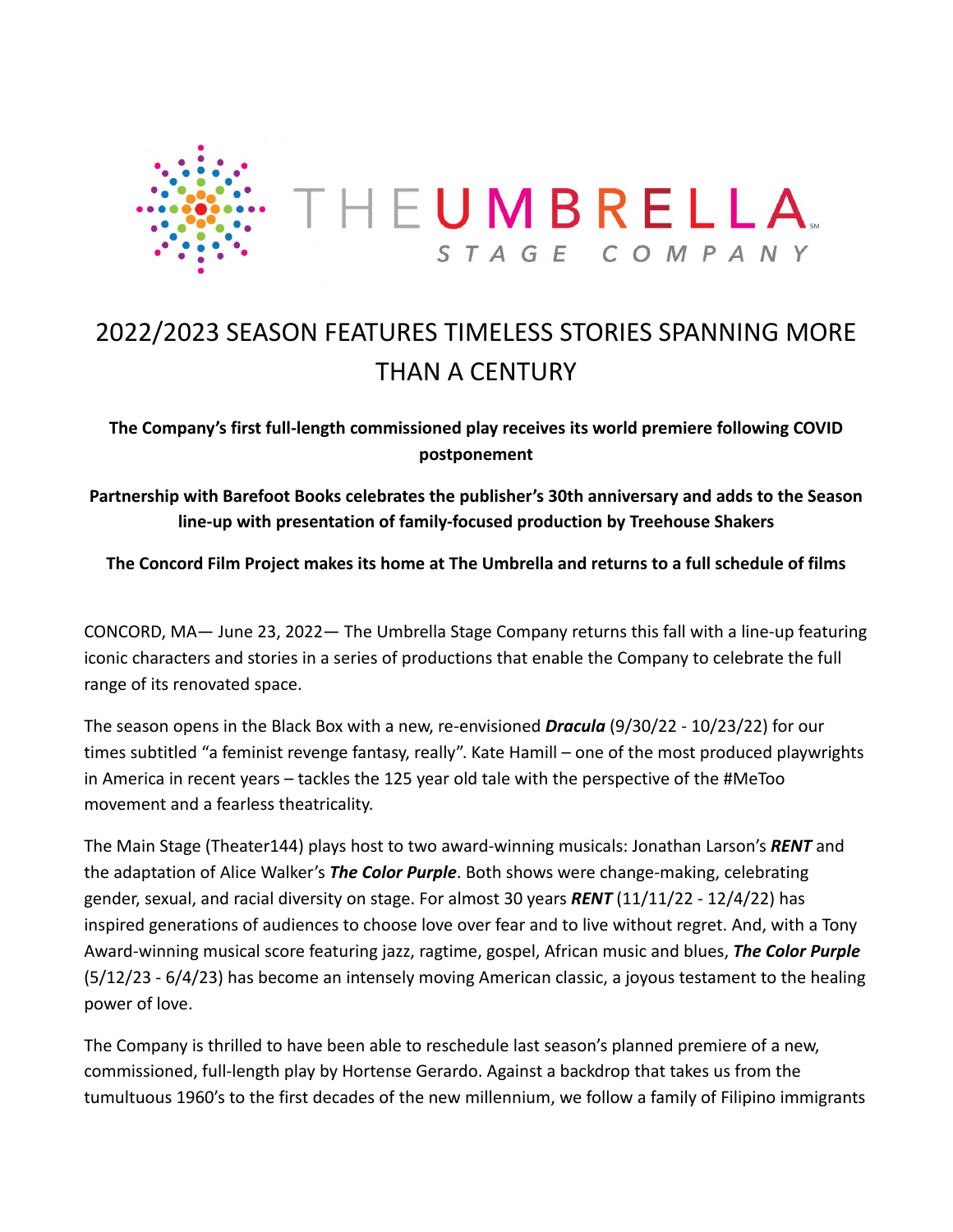THE UMBRELLA STAGE COMPANY

# 2022/2023 SEASON FEATURES TIMELESS STORIES SPANNING MORE THAN A CENTURY

**The Company's first full-length commissioned play receives its world premiere following COVID postponement**

**Partnership with Barefoot Books celebrates the publisher's 30th anniversary and adds to the Season line-up with presentation of family-focused production by Treehouse Shakers**

**The Concord Film Project makes its home at The Umbrella and returns to a full schedule of films**

CONCORD, MA— June 23, 2022— The Umbrella Stage Company returns this fall with a line-up featuring iconic characters and stories in a series of productions that enable the Company to celebrate the full range of its renovated space.

The season opens in the Black Box with a new, re-envisioned ***Dracula*** (9/30/22 - 10/23/22) for our times subtitled "a feminist revenge fantasy, really". Kate Hamill – one of the most produced playwrights in America in recent years – tackles the 125 year old tale with the perspective of the #MeToo movement and a fearless theatricality.

The Main Stage (Theater144) plays host to two award-winning musicals: Jonathan Larson's ***RENT*** and the adaptation of Alice Walker's ***The Color Purple***. Both shows were change-making, celebrating gender, sexual, and racial diversity on stage. For almost 30 years ***RENT*** (11/11/22 - 12/4/22) has inspired generations of audiences to choose love over fear and to live without regret. And, with a Tony Award-winning musical score featuring jazz, ragtime, gospel, African music and blues, ***The Color Purple*** (5/12/23 - 6/4/23) has become an intensely moving American classic, a joyous testament to the healing power of love.

The Company is thrilled to have been able to reschedule last season's planned premiere of a new, commissioned, full-length play by Hortense Gerardo. Against a backdrop that takes us from the tumultuous 1960's to the first decades of the new millennium, we follow a family of Filipino immigrants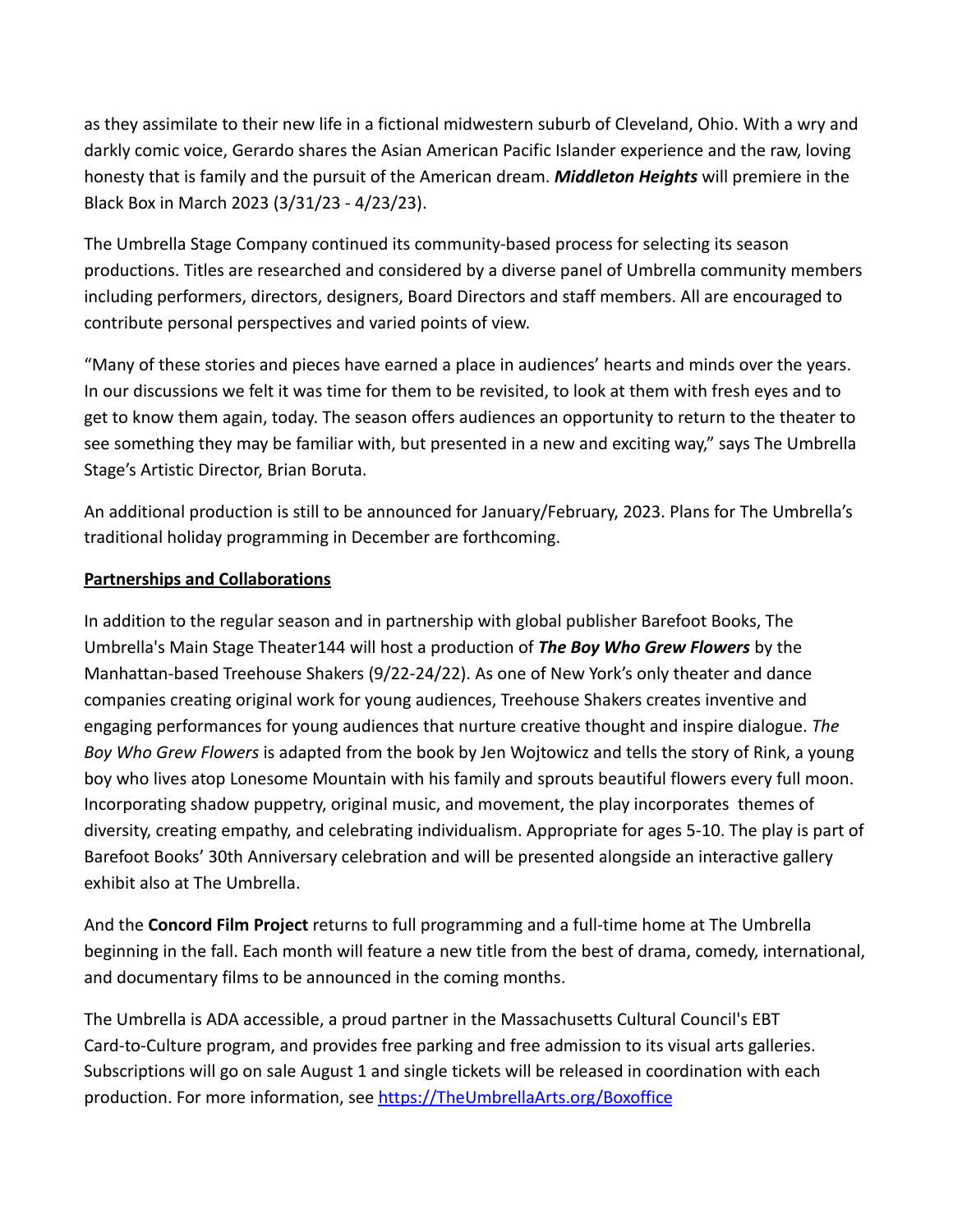as they assimilate to their new life in a fictional midwestern suburb of Cleveland, Ohio. With a wry and darkly comic voice, Gerardo shares the Asian American Pacific Islander experience and the raw, loving honesty that is family and the pursuit of the American dream. ***Middleton Heights*** will premiere in the Black Box in March 2023 (3/31/23 - 4/23/23).

The Umbrella Stage Company continued its community-based process for selecting its season productions. Titles are researched and considered by a diverse panel of Umbrella community members including performers, directors, designers, Board Directors and staff members. All are encouraged to contribute personal perspectives and varied points of view.

"Many of these stories and pieces have earned a place in audiences' hearts and minds over the years. In our discussions we felt it was time for them to be revisited, to look at them with fresh eyes and to get to know them again, today. The season offers audiences an opportunity to return to the theater to see something they may be familiar with, but presented in a new and exciting way," says The Umbrella Stage's Artistic Director, Brian Boruta.

An additional production is still to be announced for January/February, 2023. Plans for The Umbrella's traditional holiday programming in December are forthcoming.

**Partnerships and Collaborations**

In addition to the regular season and in partnership with global publisher Barefoot Books, The Umbrella's Main Stage Theater144 will host a production of ***The Boy Who Grew Flowers*** by the Manhattan-based Treehouse Shakers (9/22-24/22). As one of New York's only theater and dance companies creating original work for young audiences, Treehouse Shakers creates inventive and engaging performances for young audiences that nurture creative thought and inspire dialogue. *The Boy Who Grew Flowers* is adapted from the book by Jen Wojtowicz and tells the story of Rink, a young boy who lives atop Lonesome Mountain with his family and sprouts beautiful flowers every full moon. Incorporating shadow puppetry, original music, and movement, the play incorporates themes of diversity, creating empathy, and celebrating individualism. Appropriate for ages 5-10. The play is part of Barefoot Books' 30th Anniversary celebration and will be presented alongside an interactive gallery exhibit also at The Umbrella.

And the **Concord Film Project** returns to full programming and a full-time home at The Umbrella beginning in the fall. Each month will feature a new title from the best of drama, comedy, international, and documentary films to be announced in the coming months.

The Umbrella is ADA accessible, a proud partner in the Massachusetts Cultural Council's EBT Card-to-Culture program, and provides free parking and free admission to its visual arts galleries. Subscriptions will go on sale August 1 and single tickets will be released in coordination with each production. For more information, see [https://TheUmbrellaArts.org/Boxoffice](https://TheUmbrellaArts.org/Boxoffice)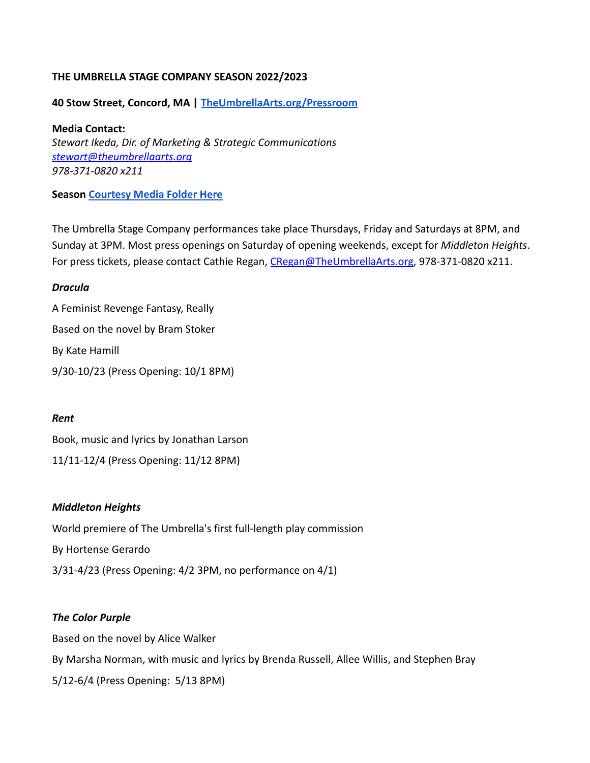**THE UMBRELLA STAGE COMPANY SEASON 2022/2023**

**40 Stow Street, Concord, MA | TheUmbrellaArts.org/Pressroom**

**Media Contact:**
*Stewart Ikeda, Dir. of Marketing & Strategic Communications*
*stewart@theumbrellaarts.org*
*978-371-0820 x211*

**Season Courtesy Media Folder Here**

The Umbrella Stage Company performances take place Thursdays, Friday and Saturdays at 8PM, and Sunday at 3PM. Most press openings on Saturday of opening weekends, except for *Middleton Heights*. For press tickets, please contact Cathie Regan, CRegan@TheUmbrellaArts.org, 978-371-0820 x211.

***Dracula***

A Feminist Revenge Fantasy, Really

Based on the novel by Bram Stoker

By Kate Hamill

9/30-10/23 (Press Opening: 10/1 8PM)

***Rent***

Book, music and lyrics by Jonathan Larson

11/11-12/4 (Press Opening: 11/12 8PM)

***Middleton Heights***

World premiere of The Umbrella's first full-length play commission

By Hortense Gerardo

3/31-4/23 (Press Opening: 4/2 3PM, no performance on 4/1)

***The Color Purple***

Based on the novel by Alice Walker

By Marsha Norman, with music and lyrics by Brenda Russell, Allee Willis, and Stephen Bray

5/12-6/4 (Press Opening: 5/13 8PM)